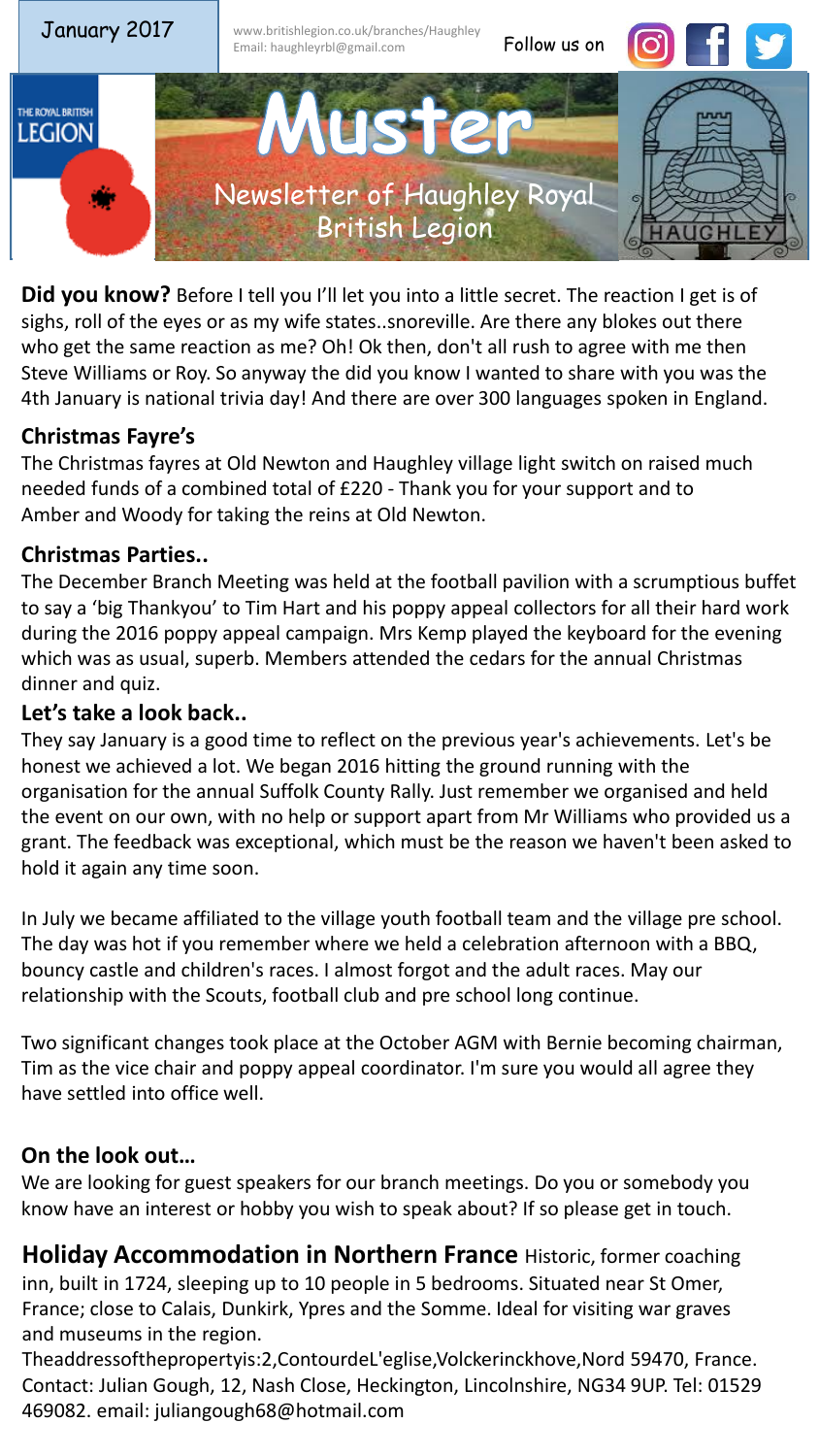January 2017

www.britishlegion.co.uk/branches/Haughley
Email: haughleyrbl@gmail.com

Follow us on

THE ROYAL BRITISH LEGION

# Muster

Newsletter of Haughley Royal British Legion

HAUGHLEY

**Did you know?** Before I tell you I'll let you into a little secret. The reaction I get is of sighs, roll of the eyes or as my wife states..snoreville. Are there any blokes out there who get the same reaction as me? Oh! Ok then, don't all rush to agree with me then Steve Williams or Roy. So anyway the did you know I wanted to share with you was the 4th January is national trivia day! And there are over 300 languages spoken in England.

## Christmas Fayre's

The Christmas fayres at Old Newton and Haughley village light switch on raised much needed funds of a combined total of £220 - Thank you for your support and to Amber and Woody for taking the reins at Old Newton.

## Christmas Parties..

The December Branch Meeting was held at the football pavilion with a scrumptious buffet to say a 'big Thankyou' to Tim Hart and his poppy appeal collectors for all their hard work during the 2016 poppy appeal campaign. Mrs Kemp played the keyboard for the evening which was as usual, superb. Members attended the cedars for the annual Christmas dinner and quiz.

## Let's take a look back..

They say January is a good time to reflect on the previous year's achievements. Let's be honest we achieved a lot. We began 2016 hitting the ground running with the organisation for the annual Suffolk County Rally. Just remember we organised and held the event on our own, with no help or support apart from Mr Williams who provided us a grant. The feedback was exceptional, which must be the reason we haven't been asked to hold it again any time soon.

In July we became affiliated to the village youth football team and the village pre school. The day was hot if you remember where we held a celebration afternoon with a BBQ, bouncy castle and children's races. I almost forgot and the adult races. May our relationship with the Scouts, football club and pre school long continue.

Two significant changes took place at the October AGM with Bernie becoming chairman, Tim as the vice chair and poppy appeal coordinator. I'm sure you would all agree they have settled into office well.

## On the look out…

We are looking for guest speakers for our branch meetings. Do you or somebody you know have an interest or hobby you wish to speak about? If so please get in touch.

**Holiday Accommodation in Northern France** Historic, former coaching inn, built in 1724, sleeping up to 10 people in 5 bedrooms. Situated near St Omer, France; close to Calais, Dunkirk, Ypres and the Somme. Ideal for visiting war graves and museums in the region.

Theaddressofthepropertyis:2,ContourdeL'eglise,Volckerinckhove,Nord 59470, France. Contact: Julian Gough, 12, Nash Close, Heckington, Lincolnshire, NG34 9UP. Tel: 01529 469082. email: juliangough68@hotmail.com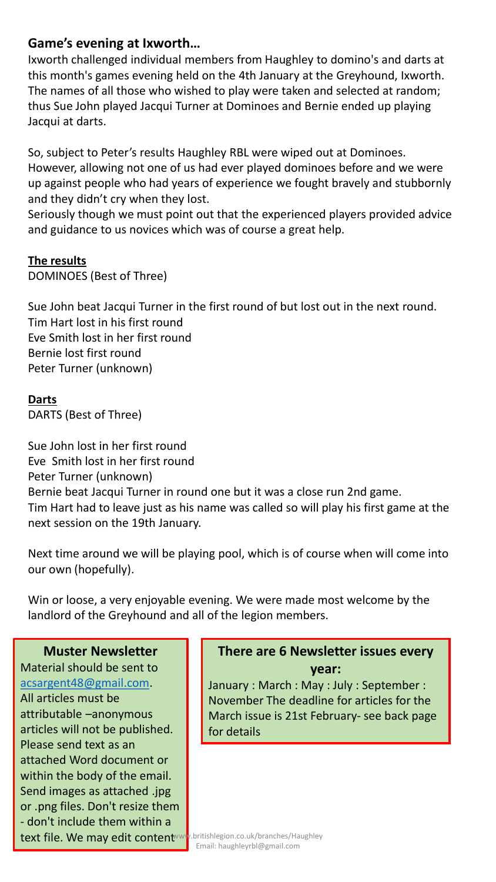## Game's evening at Ixworth…

Ixworth challenged individual members from Haughley to domino's and darts at this month's games evening held on the 4th January at the Greyhound, Ixworth. The names of all those who wished to play were taken and selected at random; thus Sue John played Jacqui Turner at Dominoes and Bernie ended up playing Jacqui at darts.

So, subject to Peter's results Haughley RBL were wiped out at Dominoes. However, allowing not one of us had ever played dominoes before and we were up against people who had years of experience we fought bravely and stubbornly and they didn't cry when they lost.

Seriously though we must point out that the experienced players provided advice and guidance to us novices which was of course a great help.

**The results**

DOMINOES (Best of Three)

Sue John beat Jacqui Turner in the first round of but lost out in the next round.
Tim Hart lost in his first round
Eve Smith lost in her first round
Bernie lost first round
Peter Turner (unknown)

**Darts**

DARTS (Best of Three)

Sue John lost in her first round
Eve Smith lost in her first round
Peter Turner (unknown)
Bernie beat Jacqui Turner in round one but it was a close run 2nd game.
Tim Hart had to leave just as his name was called so will play his first game at the next session on the 19th January.

Next time around we will be playing pool, which is of course when will come into our own (hopefully).

Win or loose, a very enjoyable evening. We were made most welcome by the landlord of the Greyhound and all of the legion members.

**Muster Newsletter**

Material should be sent to [acsargent48@gmail.com](mailto:acsargent48@gmail.com). All articles must be attributable –anonymous articles will not be published. Please send text as an attached Word document or within the body of the email. Send images as attached .jpg or .png files. Don't resize them - don't include them within a text file. We may edit content

**There are 6 Newsletter issues every year:**

January : March : May : July : September : November The deadline for articles for the March issue is 21st February- see back page for details

www.britishlegion.co.uk/branches/Haughley
Email: haughleyrbl@gmail.com